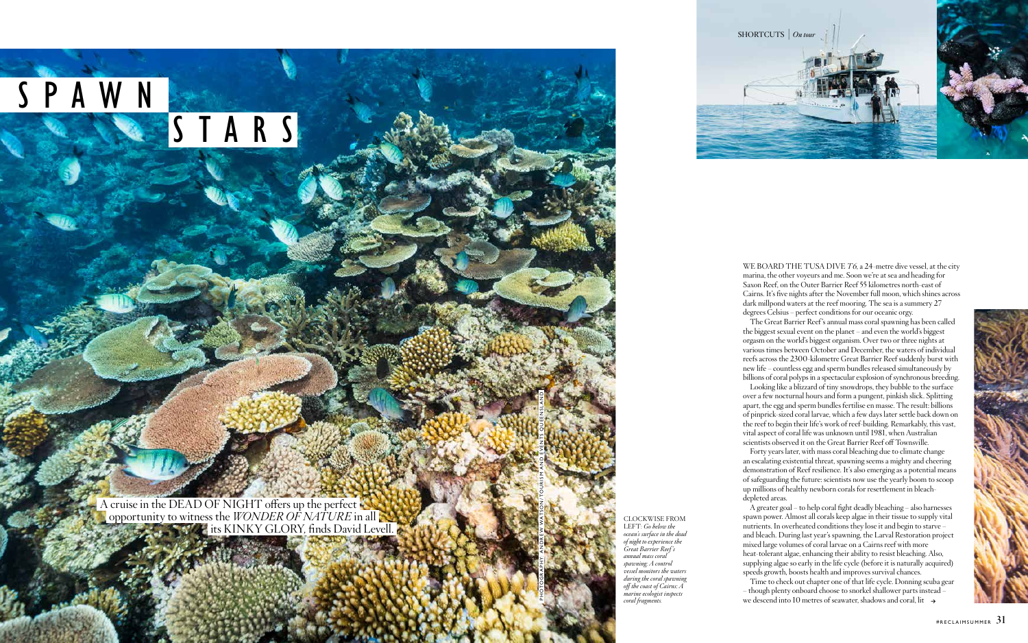# SPAWN STARS

A cruise in the DEAD OF NIGHT offers up the perfect opportunity to witness the *WONDER OF NATURE* in all its KINKY GLORY, finds David Levell.

PHOTOGRAPHY: ANDREW WATSON/TOURISM AND EVENTS QUEENSLAND

CLOCKWISE FROM LEFT: *Go below the ocean's surface in the dead of night to experience the Great Barrier Reef's annual mass coral spawning; A control vessel monitors the waters during the coral spawning off the coast of Cairns; A marine ecologist inspects coral fragments.*

SHORTCUTS | *On tour*

WE BOARD THE TUSA DIVE *T6*, a 24-metre dive vessel, at the city marina, the other voyeurs and me. Soon we're at sea and heading for Saxon Reef, on the Outer Barrier Reef 55 kilometres north-east of Cairns. It's five nights after the November full moon, which shines across dark millpond waters at the reef mooring. The sea is a summery 27 degrees Celsius – perfect conditions for our oceanic orgy.

The Great Barrier Reef's annual mass coral spawning has been called the biggest sexual event on the planet – and even the world's biggest orgasm on the world's biggest organism. Over two or three nights at various times between October and December, the waters of individual reefs across the 2300-kilometre Great Barrier Reef suddenly burst with new life – countless egg and sperm bundles released simultaneously by billions of coral polyps in a spectacular explosion of synchronous breeding.

Looking like a blizzard of tiny snowdrops, they bubble to the surface over a few nocturnal hours and form a pungent, pinkish slick. Splitting apart, the egg and sperm bundles fertilise en masse. The result: billions of pinprick-sized coral larvae, which a few days later settle back down on the reef to begin their life's work of reef-building. Remarkably, this vast, vital aspect of coral life was unknown until 1981, when Australian scientists observed it on the Great Barrier Reef off Townsville.

Forty years later, with mass coral bleaching due to climate change an escalating existential threat, spawning seems a mighty and cheering demonstration of Reef resilience. It's also emerging as a potential means of safeguarding the future: scientists now use the yearly boom to scoop up millions of healthy newborn corals for resettlement in bleach-depleted areas.

A greater goal – to help coral fight deadly bleaching – also harnesses spawn power. Almost all corals keep algae in their tissue to supply vital nutrients. In overheated conditions they lose it and begin to starve – and bleach. During last year's spawning, the Larval Restoration project mixed large volumes of coral larvae on a Cairns reef with more heat-tolerant algae, enhancing their ability to resist bleaching. Also, supplying algae so early in the life cycle (before it is naturally acquired) speeds growth, boosts health and improves survival chances.

Time to check out chapter one of that life cycle. Donning scuba gear – though plenty onboard choose to snorkel shallower parts instead – we descend into 10 metres of seawater, shadows and coral, lit →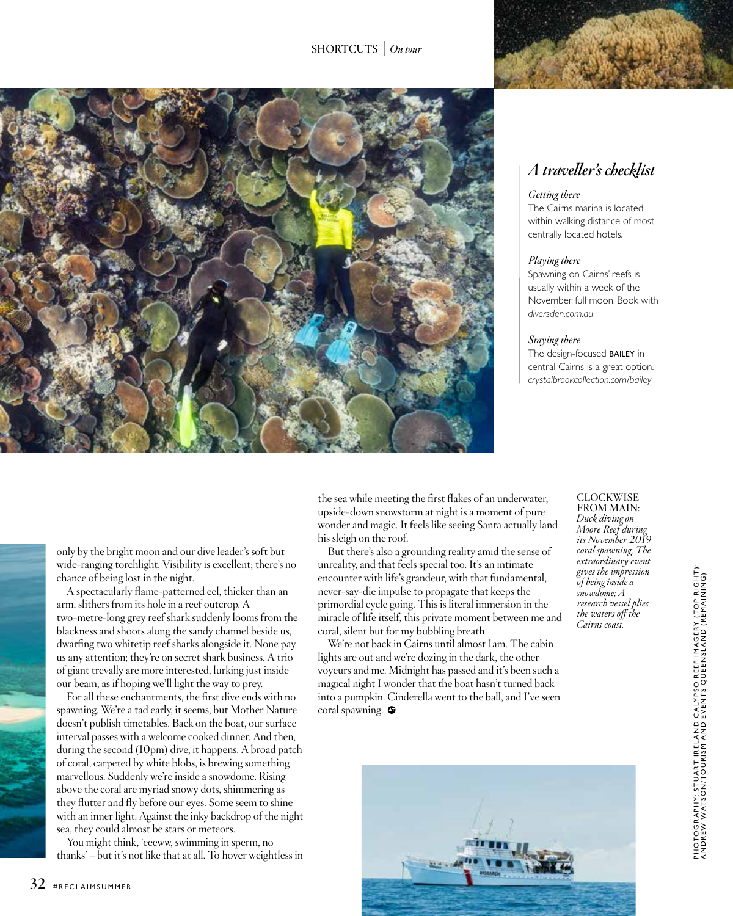## *A traveller's checklist*

*Getting there*
The Cairns marina is located within walking distance of most centrally located hotels.

*Playing there*
Spawning on Cairns' reefs is usually within a week of the November full moon. Book with *diversden.com.au*

*Staying there*
The design-focused BAILEY in central Cairns is a great option. *crystalbrookcollection.com/bailey*

only by the bright moon and our dive leader's soft but wide-ranging torchlight. Visibility is excellent; there's no chance of being lost in the night.

A spectacularly flame-patterned eel, thicker than an arm, slithers from its hole in a reef outcrop. A two-metre-long grey reef shark suddenly looms from the blackness and shoots along the sandy channel beside us, dwarfing two whitetip reef sharks alongside it. None pay us any attention; they're on secret shark business. A trio of giant trevally are more interested, lurking just inside our beam, as if hoping we'll light the way to prey.

For all these enchantments, the first dive ends with no spawning. We're a tad early, it seems, but Mother Nature doesn't publish timetables. Back on the boat, our surface interval passes with a welcome cooked dinner. And then, during the second (10pm) dive, it happens. A broad patch of coral, carpeted by white blobs, is brewing something marvellous. Suddenly we're inside a snowdome. Rising above the coral are myriad snowy dots, shimmering as they flutter and fly before our eyes. Some seem to shine with an inner light. Against the inky backdrop of the night sea, they could almost be stars or meteors.

You might think, 'eeeww, swimming in sperm, no thanks' – but it's not like that at all. To hover weightless in the sea while meeting the first flakes of an underwater, upside-down snowstorm at night is a moment of pure wonder and magic. It feels like seeing Santa actually land his sleigh on the roof.

But there's also a grounding reality amid the sense of unreality, and that feels special too. It's an intimate encounter with life's grandeur, with that fundamental, never-say-die impulse to propagate that keeps the primordial cycle going. This is literal immersion in the miracle of life itself, this private moment between me and coral, silent but for my bubbling breath.

We're not back in Cairns until almost 1am. The cabin lights are out and we're dozing in the dark, the other voyeurs and me. Midnight has passed and it's been such a magical night I wonder that the boat hasn't turned back into a pumpkin. Cinderella went to the ball, and I've seen coral spawning.

CLOCKWISE FROM MAIN: *Duck diving on Moore Reef during its November 2019 coral spawning; The extraordinary event gives the impression of being inside a snowdome; A research vessel plies the waters off the Cairns coast.*

PHOTOGRAPHY: STUART IRELAND CALYPSO REEF IMAGERY (TOP RIGHT); ANDREW WATSON/TOURISM AND EVENTS QUEENSLAND (REMAINING)